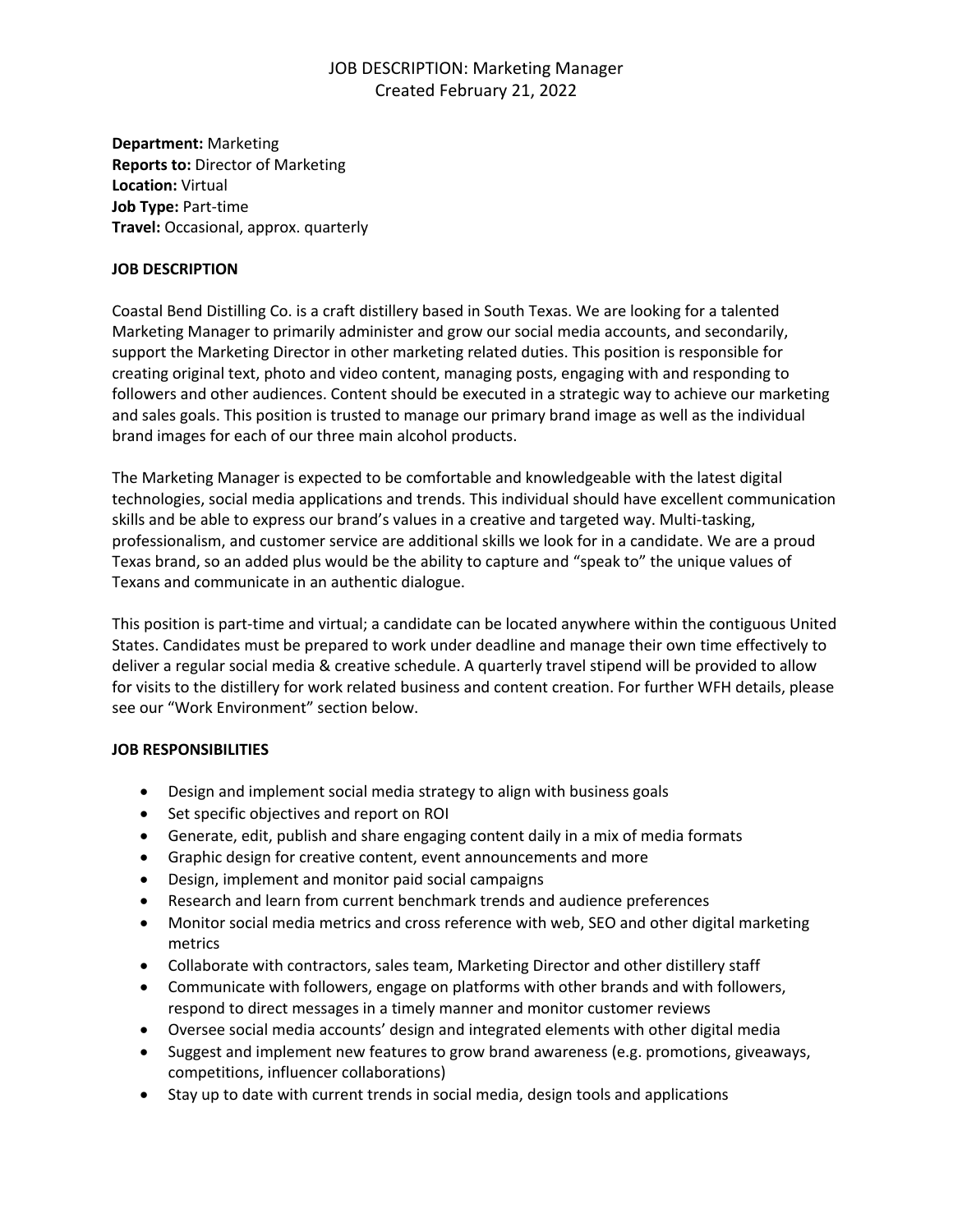# JOB DESCRIPTION: Marketing Manager
Created February 21, 2022

**Department:** Marketing
**Reports to:** Director of Marketing
**Location:** Virtual
**Job Type:** Part-time
**Travel:** Occasional, approx. quarterly

## JOB DESCRIPTION

Coastal Bend Distilling Co. is a craft distillery based in South Texas. We are looking for a talented Marketing Manager to primarily administer and grow our social media accounts, and secondarily, support the Marketing Director in other marketing related duties. This position is responsible for creating original text, photo and video content, managing posts, engaging with and responding to followers and other audiences. Content should be executed in a strategic way to achieve our marketing and sales goals. This position is trusted to manage our primary brand image as well as the individual brand images for each of our three main alcohol products.

The Marketing Manager is expected to be comfortable and knowledgeable with the latest digital technologies, social media applications and trends. This individual should have excellent communication skills and be able to express our brand's values in a creative and targeted way. Multi-tasking, professionalism, and customer service are additional skills we look for in a candidate. We are a proud Texas brand, so an added plus would be the ability to capture and "speak to" the unique values of Texans and communicate in an authentic dialogue.

This position is part-time and virtual; a candidate can be located anywhere within the contiguous United States. Candidates must be prepared to work under deadline and manage their own time effectively to deliver a regular social media & creative schedule. A quarterly travel stipend will be provided to allow for visits to the distillery for work related business and content creation. For further WFH details, please see our "Work Environment" section below.

## JOB RESPONSIBILITIES

- Design and implement social media strategy to align with business goals
- Set specific objectives and report on ROI
- Generate, edit, publish and share engaging content daily in a mix of media formats
- Graphic design for creative content, event announcements and more
- Design, implement and monitor paid social campaigns
- Research and learn from current benchmark trends and audience preferences
- Monitor social media metrics and cross reference with web, SEO and other digital marketing metrics
- Collaborate with contractors, sales team, Marketing Director and other distillery staff
- Communicate with followers, engage on platforms with other brands and with followers, respond to direct messages in a timely manner and monitor customer reviews
- Oversee social media accounts' design and integrated elements with other digital media
- Suggest and implement new features to grow brand awareness (e.g. promotions, giveaways, competitions, influencer collaborations)
- Stay up to date with current trends in social media, design tools and applications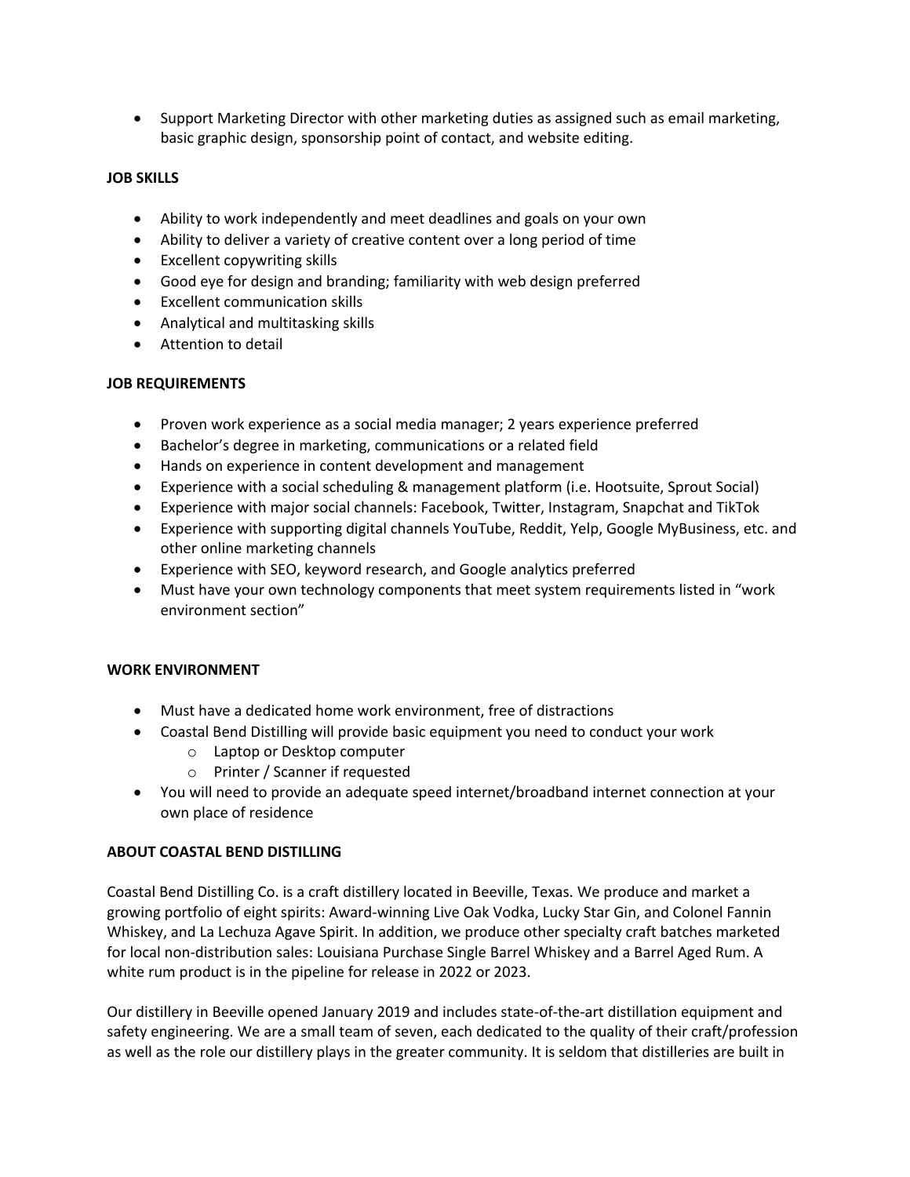- Support Marketing Director with other marketing duties as assigned such as email marketing, basic graphic design, sponsorship point of contact, and website editing.

**JOB SKILLS**

- Ability to work independently and meet deadlines and goals on your own
- Ability to deliver a variety of creative content over a long period of time
- Excellent copywriting skills
- Good eye for design and branding; familiarity with web design preferred
- Excellent communication skills
- Analytical and multitasking skills
- Attention to detail

**JOB REQUIREMENTS**

- Proven work experience as a social media manager; 2 years experience preferred
- Bachelor's degree in marketing, communications or a related field
- Hands on experience in content development and management
- Experience with a social scheduling & management platform (i.e. Hootsuite, Sprout Social)
- Experience with major social channels: Facebook, Twitter, Instagram, Snapchat and TikTok
- Experience with supporting digital channels YouTube, Reddit, Yelp, Google MyBusiness, etc. and other online marketing channels
- Experience with SEO, keyword research, and Google analytics preferred
- Must have your own technology components that meet system requirements listed in "work environment section"

**WORK ENVIRONMENT**

- Must have a dedicated home work environment, free of distractions
- Coastal Bend Distilling will provide basic equipment you need to conduct your work
  - Laptop or Desktop computer
  - Printer / Scanner if requested
- You will need to provide an adequate speed internet/broadband internet connection at your own place of residence

**ABOUT COASTAL BEND DISTILLING**

Coastal Bend Distilling Co. is a craft distillery located in Beeville, Texas. We produce and market a growing portfolio of eight spirits: Award-winning Live Oak Vodka, Lucky Star Gin, and Colonel Fannin Whiskey, and La Lechuza Agave Spirit. In addition, we produce other specialty craft batches marketed for local non-distribution sales: Louisiana Purchase Single Barrel Whiskey and a Barrel Aged Rum. A white rum product is in the pipeline for release in 2022 or 2023.

Our distillery in Beeville opened January 2019 and includes state-of-the-art distillation equipment and safety engineering. We are a small team of seven, each dedicated to the quality of their craft/profession as well as the role our distillery plays in the greater community. It is seldom that distilleries are built in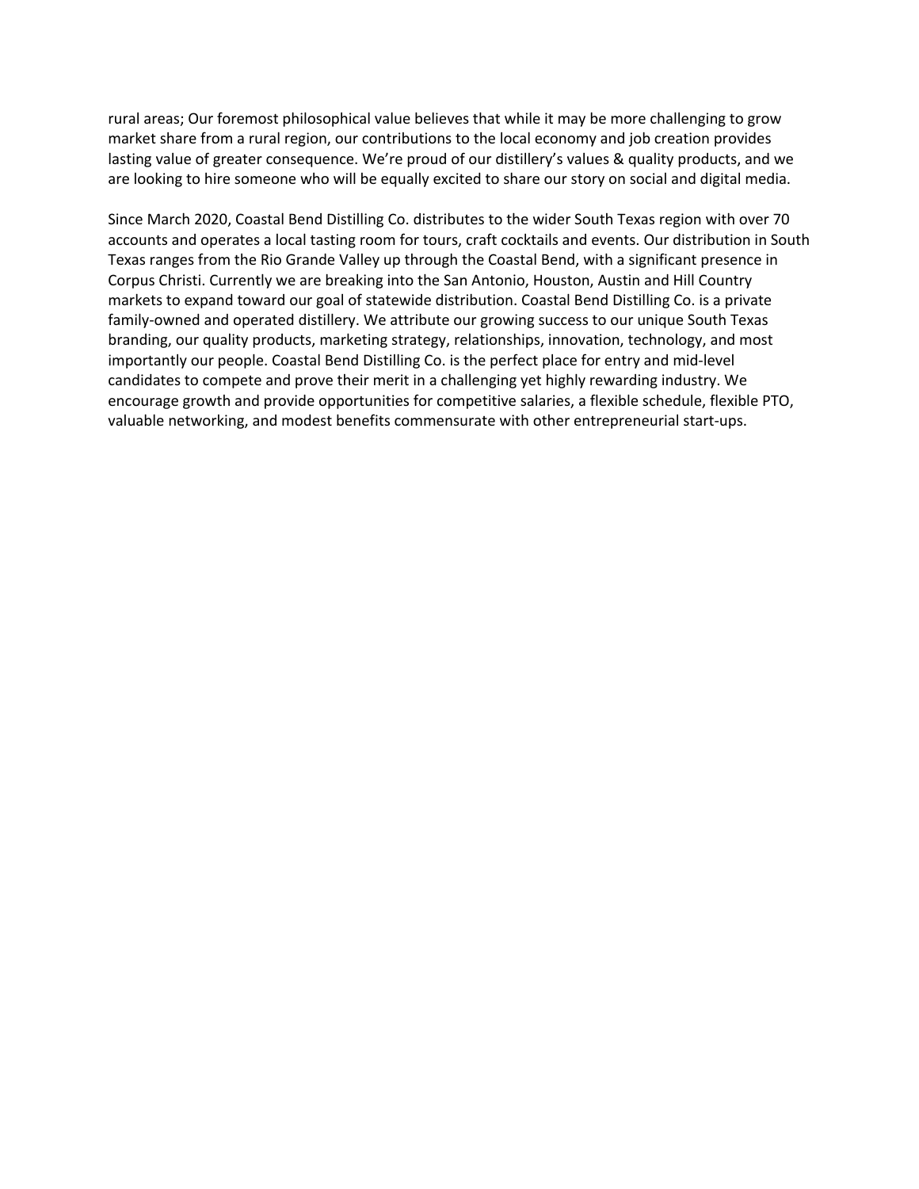rural areas; Our foremost philosophical value believes that while it may be more challenging to grow market share from a rural region, our contributions to the local economy and job creation provides lasting value of greater consequence. We're proud of our distillery's values & quality products, and we are looking to hire someone who will be equally excited to share our story on social and digital media.

Since March 2020, Coastal Bend Distilling Co. distributes to the wider South Texas region with over 70 accounts and operates a local tasting room for tours, craft cocktails and events. Our distribution in South Texas ranges from the Rio Grande Valley up through the Coastal Bend, with a significant presence in Corpus Christi. Currently we are breaking into the San Antonio, Houston, Austin and Hill Country markets to expand toward our goal of statewide distribution. Coastal Bend Distilling Co. is a private family-owned and operated distillery. We attribute our growing success to our unique South Texas branding, our quality products, marketing strategy, relationships, innovation, technology, and most importantly our people. Coastal Bend Distilling Co. is the perfect place for entry and mid-level candidates to compete and prove their merit in a challenging yet highly rewarding industry. We encourage growth and provide opportunities for competitive salaries, a flexible schedule, flexible PTO, valuable networking, and modest benefits commensurate with other entrepreneurial start-ups.